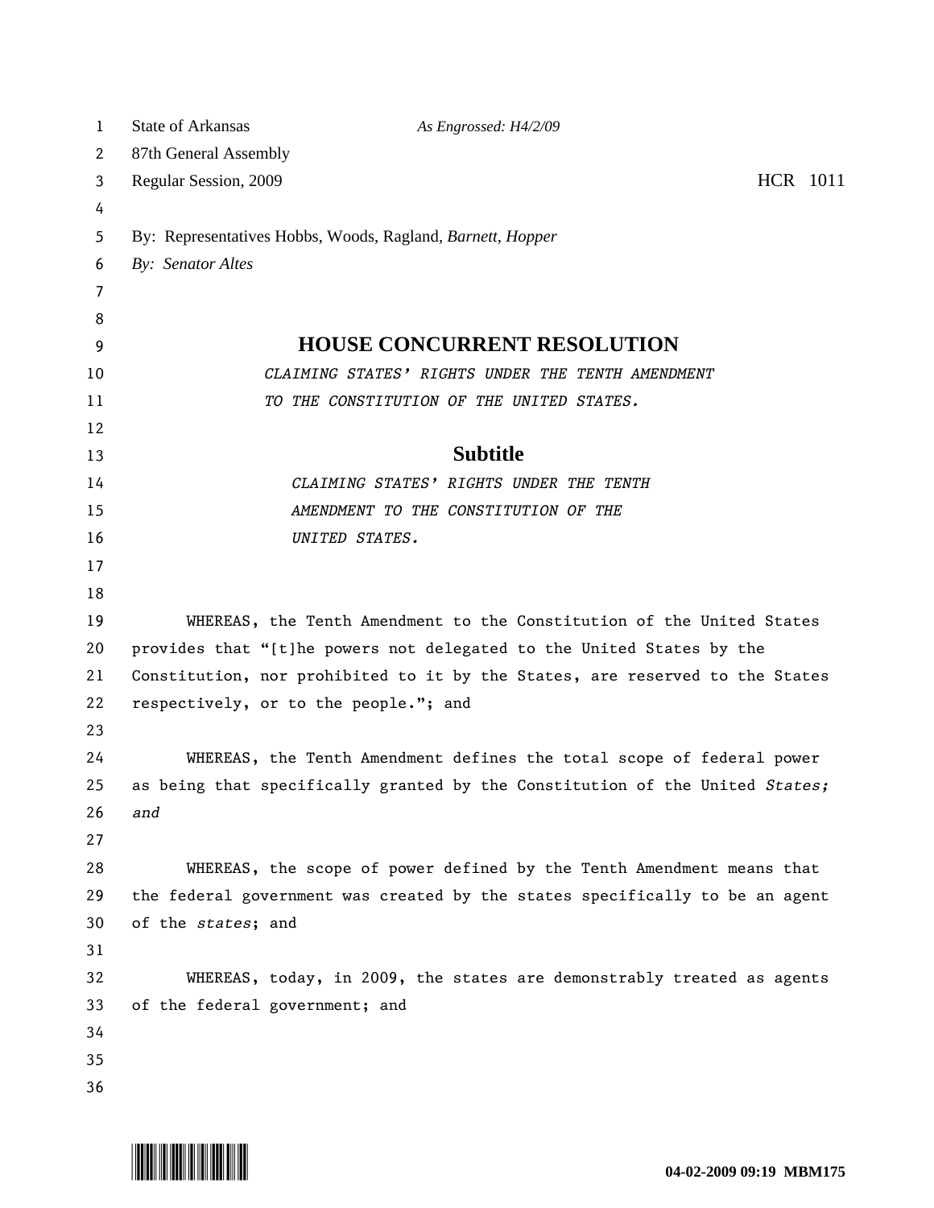State of Arkansas *As Engrossed: H4/2/09*
87th General Assembly
Regular Session, 2009 HCR 1011

By: Representatives Hobbs, Woods, Ragland, *Barnett, Hopper*
*By: Senator Altes*

# HOUSE CONCURRENT RESOLUTION

*CLAIMING STATES' RIGHTS UNDER THE TENTH AMENDMENT TO THE CONSTITUTION OF THE UNITED STATES.*

## Subtitle

*CLAIMING STATES' RIGHTS UNDER THE TENTH AMENDMENT TO THE CONSTITUTION OF THE UNITED STATES.*

WHEREAS, the Tenth Amendment to the Constitution of the United States provides that "[t]he powers not delegated to the United States by the Constitution, nor prohibited to it by the States, are reserved to the States respectively, or to the people."; and

WHEREAS, the Tenth Amendment defines the total scope of federal power as being that specifically granted by the Constitution of the United *States; and*

WHEREAS, the scope of power defined by the Tenth Amendment means that the federal government was created by the states specifically to be an agent of the *states*; and

WHEREAS, today, in 2009, the states are demonstrably treated as agents of the federal government; and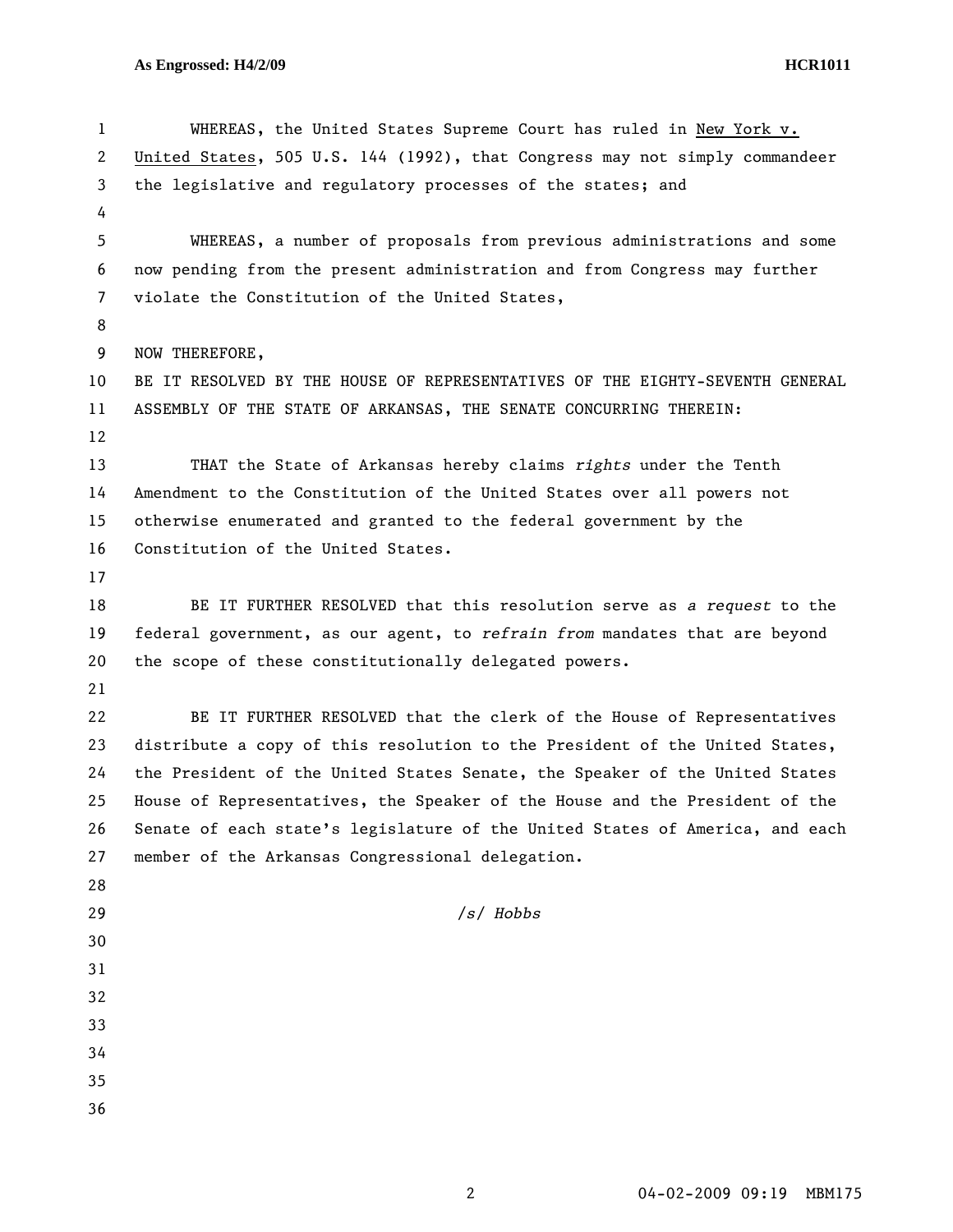WHEREAS, the United States Supreme Court has ruled in New York v. United States, 505 U.S. 144 (1992), that Congress may not simply commandeer the legislative and regulatory processes of the states; and

WHEREAS, a number of proposals from previous administrations and some now pending from the present administration and from Congress may further violate the Constitution of the United States,

NOW THEREFORE,
BE IT RESOLVED BY THE HOUSE OF REPRESENTATIVES OF THE EIGHTY-SEVENTH GENERAL ASSEMBLY OF THE STATE OF ARKANSAS, THE SENATE CONCURRING THEREIN:

THAT the State of Arkansas hereby claims *rights* under the Tenth Amendment to the Constitution of the United States over all powers not otherwise enumerated and granted to the federal government by the Constitution of the United States.

BE IT FURTHER RESOLVED that this resolution serve as *a request* to the federal government, as our agent, to *refrain from* mandates that are beyond the scope of these constitutionally delegated powers.

BE IT FURTHER RESOLVED that the clerk of the House of Representatives distribute a copy of this resolution to the President of the United States, the President of the United States Senate, the Speaker of the United States House of Representatives, the Speaker of the House and the President of the Senate of each state's legislature of the United States of America, and each member of the Arkansas Congressional delegation.

*/s/ Hobbs*